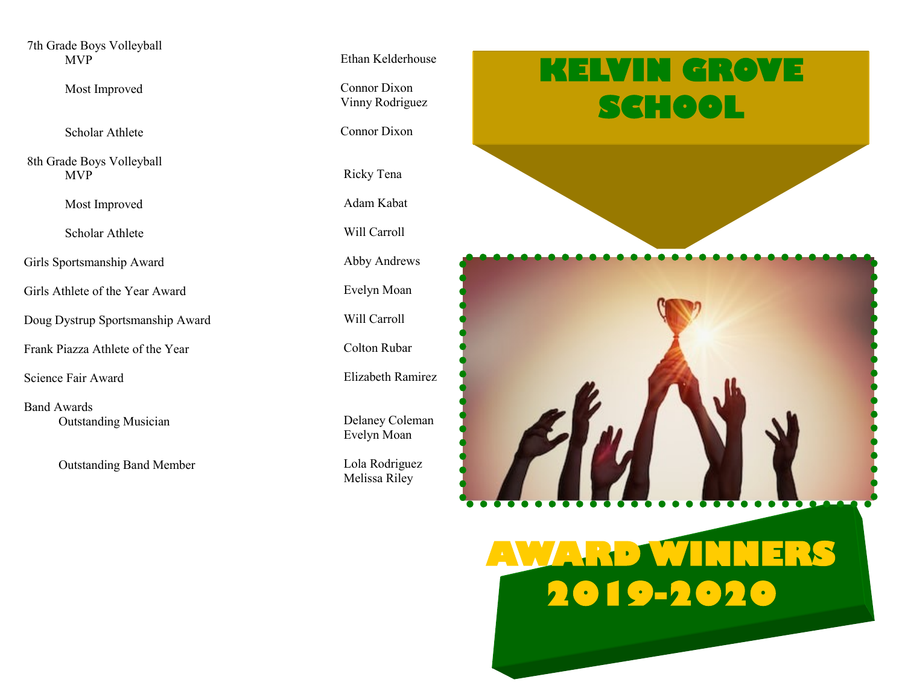# KELVIN GROVE SCHOOL

# AWARD WINNERS 2019-2020

| Award | Winner |
|---|---|
| **7th Grade Boys Volleyball** | |
| MVP | Ethan Kelderhouse |
| Most Improved | Connor Dixon<br>Vinny Rodriguez |
| Scholar Athlete | Connor Dixon |
| **8th Grade Boys Volleyball** | |
| MVP | Ricky Tena |
| Most Improved | Adam Kabat |
| Scholar Athlete | Will Carroll |
| Girls Sportsmanship Award | Abby Andrews |
| Girls Athlete of the Year Award | Evelyn Moan |
| Doug Dystrup Sportsmanship Award | Will Carroll |
| Frank Piazza Athlete of the Year | Colton Rubar |
| Science Fair Award | Elizabeth Ramirez |
| **Band Awards** | |
| Outstanding Musician | Delaney Coleman<br>Evelyn Moan |
| Outstanding Band Member | Lola Rodriguez<br>Melissa Riley |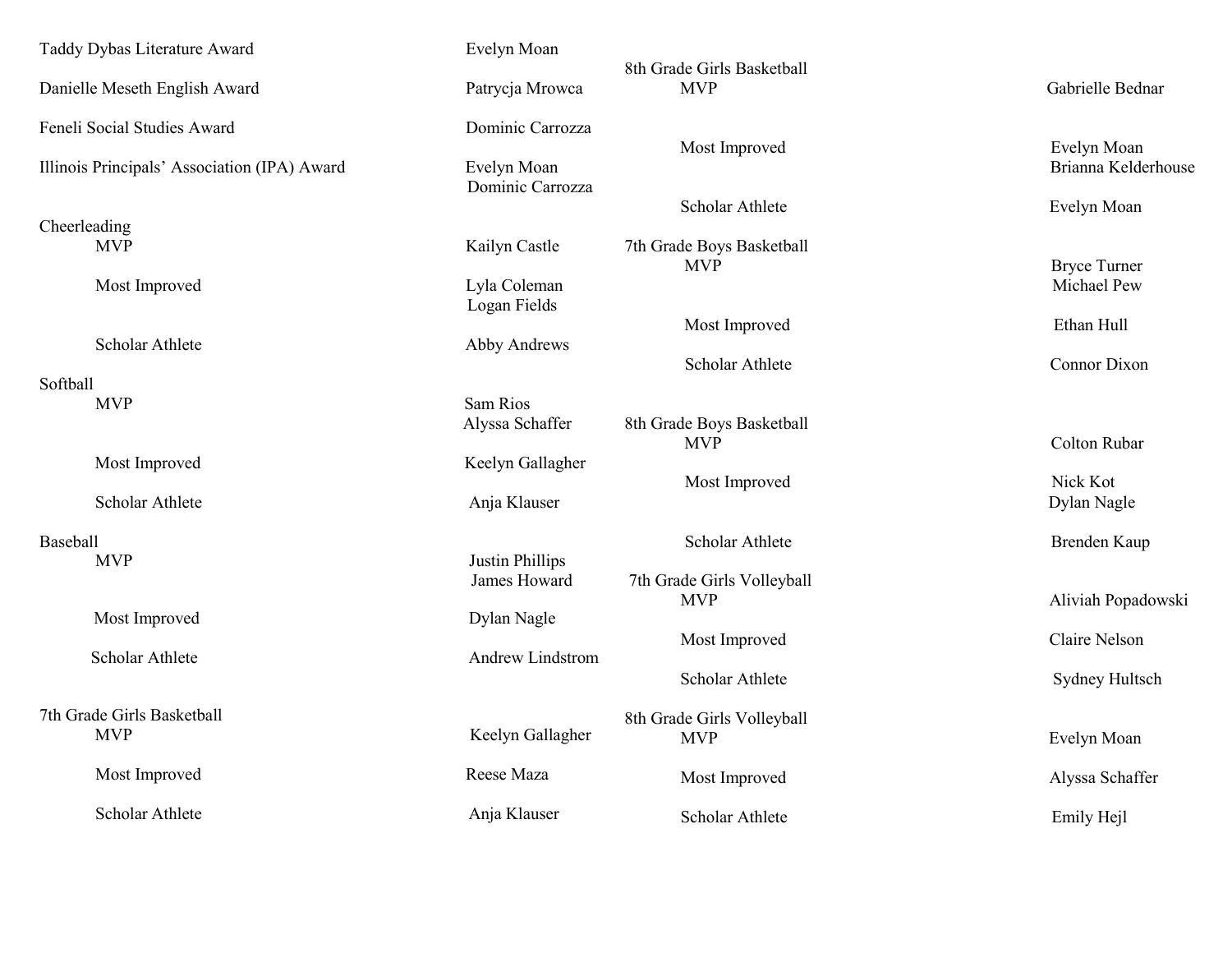Taddy Dybas Literature Award — Evelyn Moan

Danielle Meseth English Award — Patrycja Mrowca

Feneli Social Studies Award — Dominic Carrozza

Illinois Principals' Association (IPA) Award — Evelyn Moan, Dominic Carrozza

**Cheerleading**

- MVP — Kailyn Castle
- Most Improved — Lyla Coleman, Logan Fields
- Scholar Athlete — Abby Andrews

**Softball**

- MVP — Sam Rios, Alyssa Schaffer
- Most Improved — Keelyn Gallagher
- Scholar Athlete — Anja Klauser

**Baseball**

- MVP — Justin Phillips, James Howard
- Most Improved — Dylan Nagle
- Scholar Athlete — Andrew Lindstrom

**7th Grade Girls Basketball**

- MVP — Keelyn Gallagher
- Most Improved — Reese Maza
- Scholar Athlete — Anja Klauser

**8th Grade Girls Basketball**

- MVP — Gabrielle Bednar
- Most Improved — Evelyn Moan, Brianna Kelderhouse
- Scholar Athlete — Evelyn Moan

**7th Grade Boys Basketball**

- MVP — Bryce Turner, Michael Pew
- Most Improved — Ethan Hull
- Scholar Athlete — Connor Dixon

**8th Grade Boys Basketball**

- MVP — Colton Rubar
- Most Improved — Nick Kot, Dylan Nagle
- Scholar Athlete — Brenden Kaup

**7th Grade Girls Volleyball**

- MVP — Aliviah Popadowski
- Most Improved — Claire Nelson
- Scholar Athlete — Sydney Hultsch

**8th Grade Girls Volleyball**

- MVP — Evelyn Moan
- Most Improved — Alyssa Schaffer
- Scholar Athlete — Emily Hejl